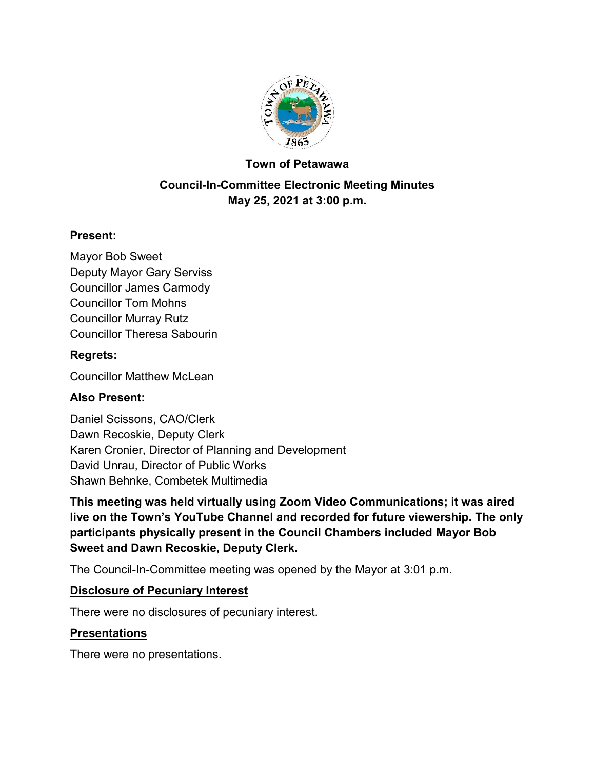# Town of Petawawa

## Council-In-Committee Electronic Meeting Minutes
## May 25, 2021 at 3:00 p.m.

### Present:

Mayor Bob Sweet
Deputy Mayor Gary Serviss
Councillor James Carmody
Councillor Tom Mohns
Councillor Murray Rutz
Councillor Theresa Sabourin

### Regrets:

Councillor Matthew McLean

### Also Present:

Daniel Scissons, CAO/Clerk
Dawn Recoskie, Deputy Clerk
Karen Cronier, Director of Planning and Development
David Unrau, Director of Public Works
Shawn Behnke, Combetek Multimedia

**This meeting was held virtually using Zoom Video Communications; it was aired live on the Town's YouTube Channel and recorded for future viewership. The only participants physically present in the Council Chambers included Mayor Bob Sweet and Dawn Recoskie, Deputy Clerk.**

The Council-In-Committee meeting was opened by the Mayor at 3:01 p.m.

### Disclosure of Pecuniary Interest

There were no disclosures of pecuniary interest.

### Presentations

There were no presentations.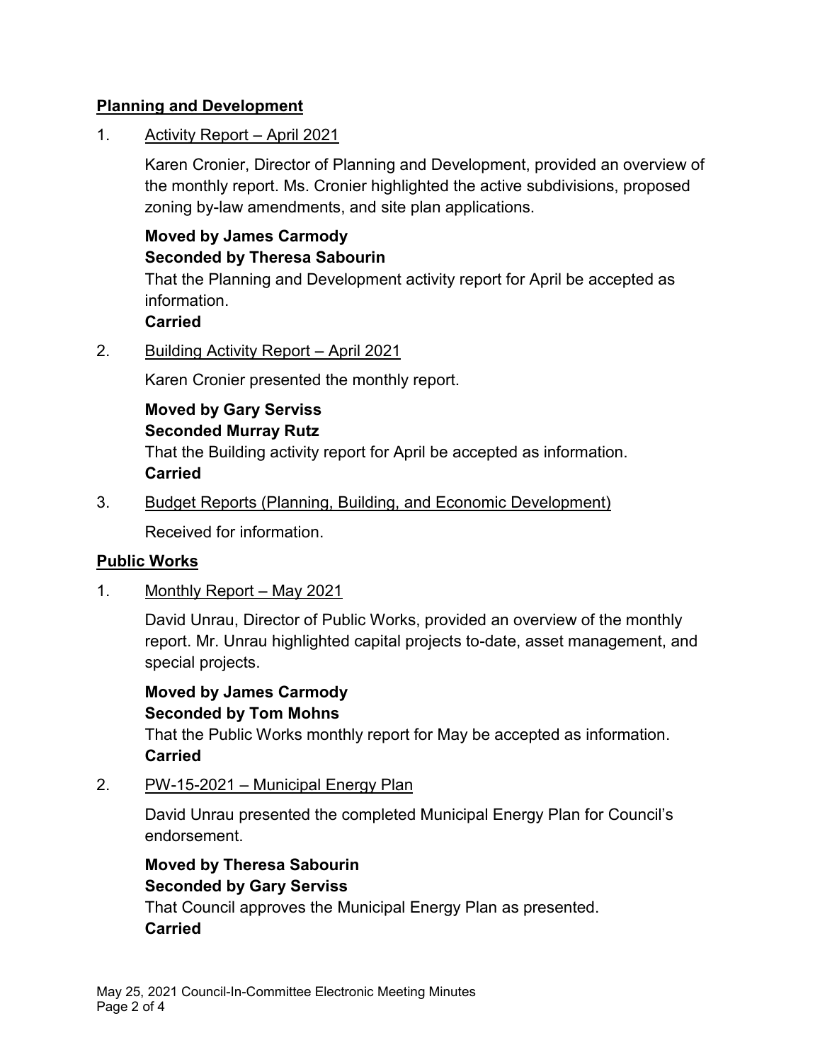## Planning and Development

1. Activity Report – April 2021

   Karen Cronier, Director of Planning and Development, provided an overview of the monthly report. Ms. Cronier highlighted the active subdivisions, proposed zoning by-law amendments, and site plan applications.

   **Moved by James Carmody**
   **Seconded by Theresa Sabourin**
   That the Planning and Development activity report for April be accepted as information.
   **Carried**

2. Building Activity Report – April 2021

   Karen Cronier presented the monthly report.

   **Moved by Gary Serviss**
   **Seconded Murray Rutz**
   That the Building activity report for April be accepted as information.
   **Carried**

3. Budget Reports (Planning, Building, and Economic Development)

   Received for information.

## Public Works

1. Monthly Report – May 2021

   David Unrau, Director of Public Works, provided an overview of the monthly report. Mr. Unrau highlighted capital projects to-date, asset management, and special projects.

   **Moved by James Carmody**
   **Seconded by Tom Mohns**
   That the Public Works monthly report for May be accepted as information.
   **Carried**

2. PW-15-2021 – Municipal Energy Plan

   David Unrau presented the completed Municipal Energy Plan for Council's endorsement.

   **Moved by Theresa Sabourin**
   **Seconded by Gary Serviss**
   That Council approves the Municipal Energy Plan as presented.
   **Carried**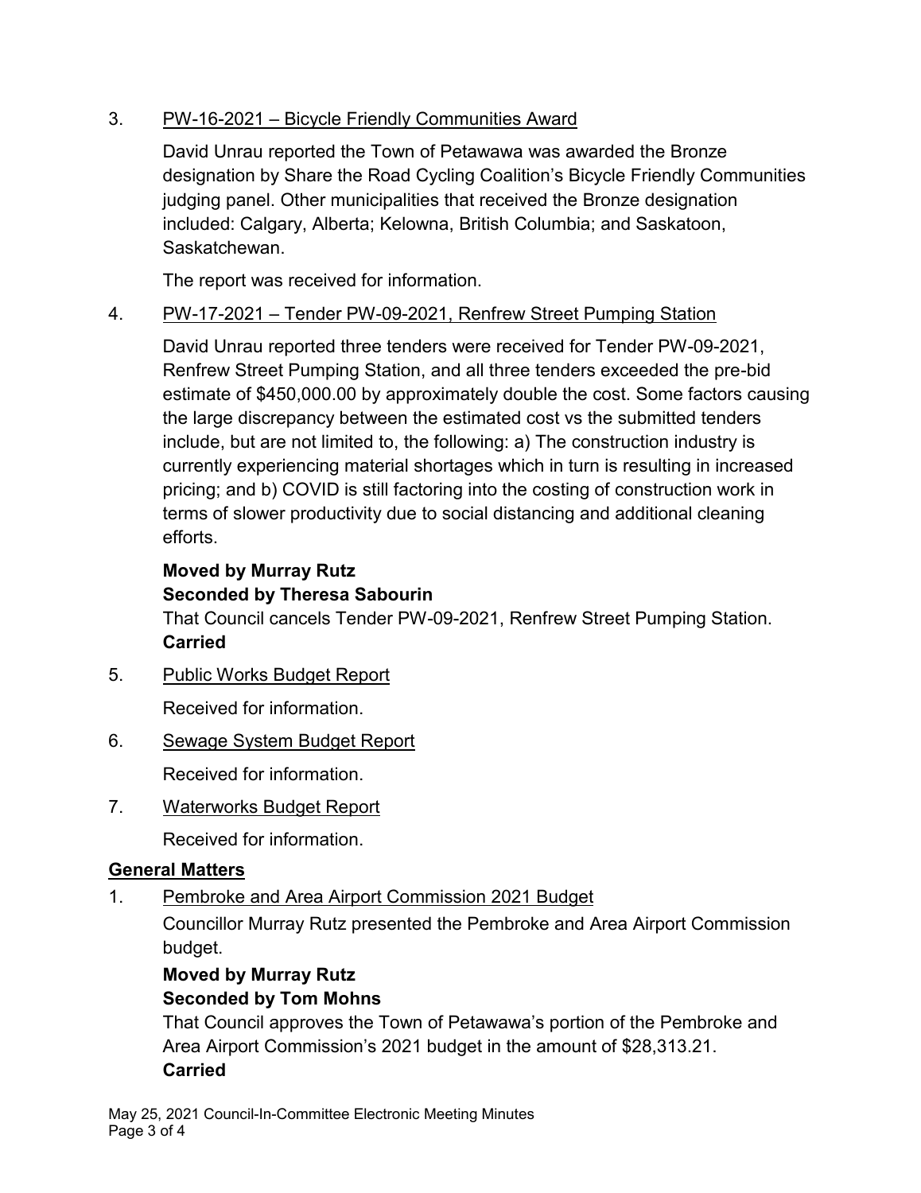3. PW-16-2021 – Bicycle Friendly Communities Award

   David Unrau reported the Town of Petawawa was awarded the Bronze designation by Share the Road Cycling Coalition's Bicycle Friendly Communities judging panel. Other municipalities that received the Bronze designation included: Calgary, Alberta; Kelowna, British Columbia; and Saskatoon, Saskatchewan.

   The report was received for information.

4. PW-17-2021 – Tender PW-09-2021, Renfrew Street Pumping Station

   David Unrau reported three tenders were received for Tender PW-09-2021, Renfrew Street Pumping Station, and all three tenders exceeded the pre-bid estimate of $450,000.00 by approximately double the cost. Some factors causing the large discrepancy between the estimated cost vs the submitted tenders include, but are not limited to, the following: a) The construction industry is currently experiencing material shortages which in turn is resulting in increased pricing; and b) COVID is still factoring into the costing of construction work in terms of slower productivity due to social distancing and additional cleaning efforts.

   **Moved by Murray Rutz**
   **Seconded by Theresa Sabourin**
   That Council cancels Tender PW-09-2021, Renfrew Street Pumping Station.
   **Carried**

5. Public Works Budget Report

   Received for information.

6. Sewage System Budget Report

   Received for information.

7. Waterworks Budget Report

   Received for information.

## General Matters

1. Pembroke and Area Airport Commission 2021 Budget

   Councillor Murray Rutz presented the Pembroke and Area Airport Commission budget.

   **Moved by Murray Rutz**
   **Seconded by Tom Mohns**
   That Council approves the Town of Petawawa's portion of the Pembroke and Area Airport Commission's 2021 budget in the amount of $28,313.21.
   **Carried**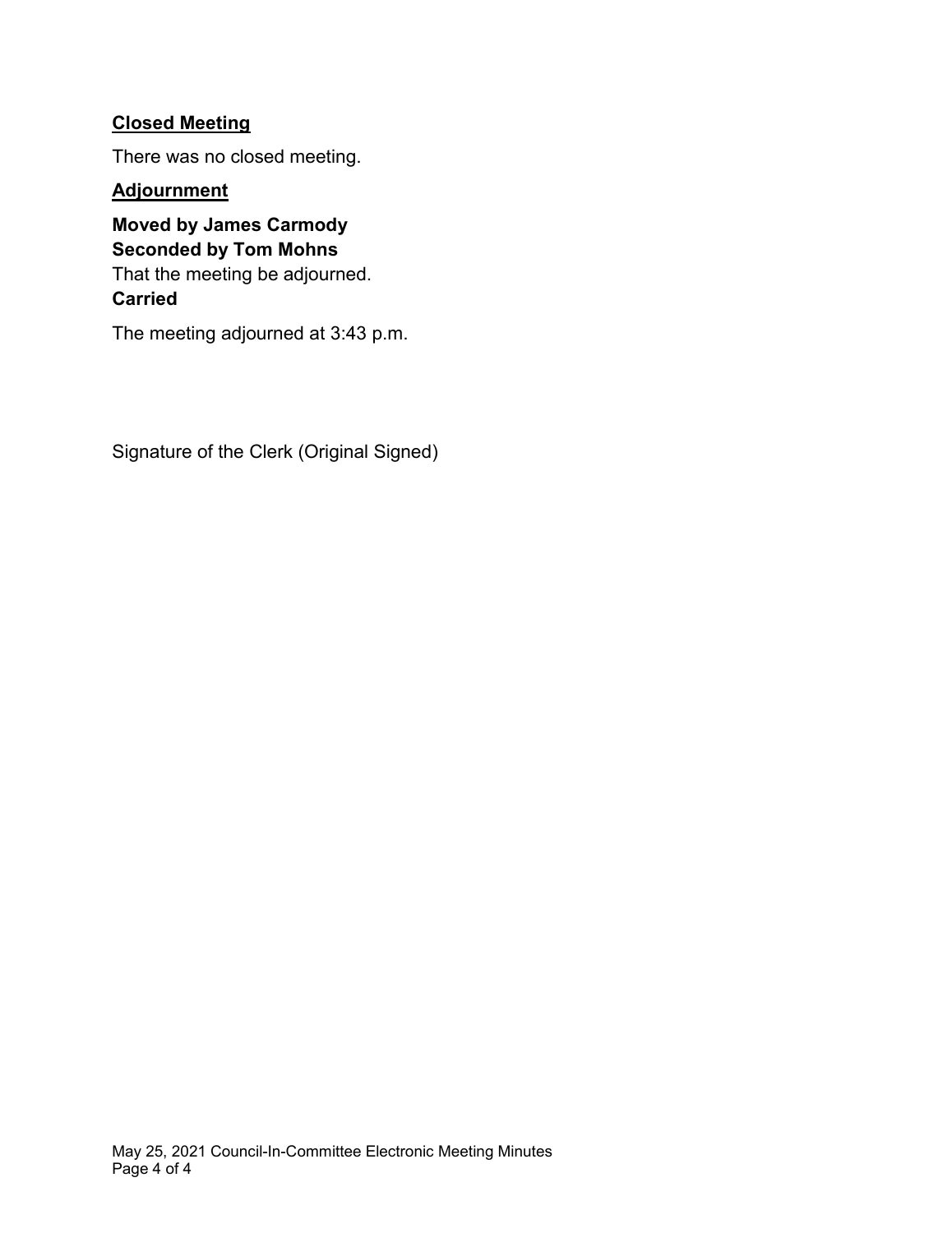**Closed Meeting**

There was no closed meeting.

**Adjournment**

**Moved by James Carmody**
**Seconded by Tom Mohns**
That the meeting be adjourned.
**Carried**

The meeting adjourned at 3:43 p.m.

Signature of the Clerk (Original Signed)